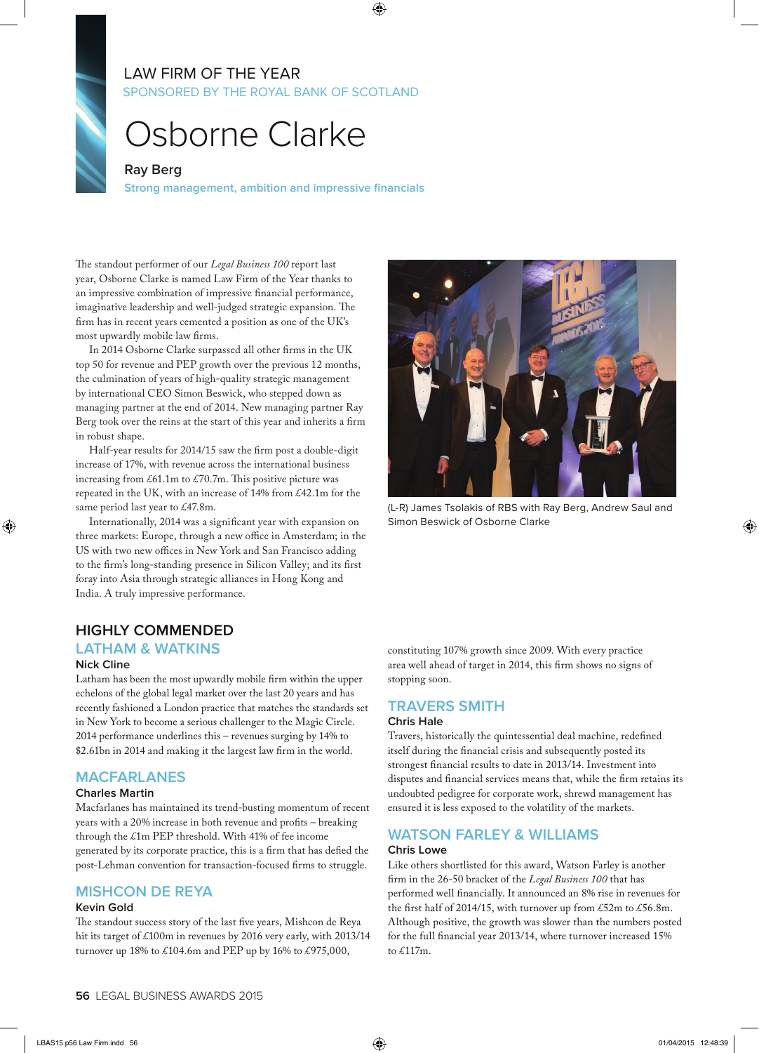# LAW FIRM OF THE YEAR

SPONSORED BY THE ROYAL BANK OF SCOTLAND

# Osborne Clarke

**Ray Berg**

**Strong management, ambition and impressive financials**

The standout performer of our *Legal Business 100* report last year, Osborne Clarke is named Law Firm of the Year thanks to an impressive combination of impressive financial performance, imaginative leadership and well-judged strategic expansion. The firm has in recent years cemented a position as one of the UK's most upwardly mobile law firms.

In 2014 Osborne Clarke surpassed all other firms in the UK top 50 for revenue and PEP growth over the previous 12 months, the culmination of years of high-quality strategic management by international CEO Simon Beswick, who stepped down as managing partner at the end of 2014. New managing partner Ray Berg took over the reins at the start of this year and inherits a firm in robust shape.

Half-year results for 2014/15 saw the firm post a double-digit increase of 17%, with revenue across the international business increasing from £61.1m to £70.7m. This positive picture was repeated in the UK, with an increase of 14% from £42.1m for the same period last year to £47.8m.

Internationally, 2014 was a significant year with expansion on three markets: Europe, through a new office in Amsterdam; in the US with two new offices in New York and San Francisco adding to the firm's long-standing presence in Silicon Valley; and its first foray into Asia through strategic alliances in Hong Kong and India. A truly impressive performance.

(L-R) James Tsolakis of RBS with Ray Berg, Andrew Saul and Simon Beswick of Osborne Clarke

## HIGHLY COMMENDED

### LATHAM & WATKINS

**Nick Cline**

Latham has been the most upwardly mobile firm within the upper echelons of the global legal market over the last 20 years and has recently fashioned a London practice that matches the standards set in New York to become a serious challenger to the Magic Circle. 2014 performance underlines this – revenues surging by 14% to $2.61bn in 2014 and making it the largest law firm in the world.

### MACFARLANES

**Charles Martin**

Macfarlanes has maintained its trend-busting momentum of recent years with a 20% increase in both revenue and profits – breaking through the £1m PEP threshold. With 41% of fee income generated by its corporate practice, this is a firm that has defied the post-Lehman convention for transaction-focused firms to struggle.

### MISHCON DE REYA

**Kevin Gold**

The standout success story of the last five years, Mishcon de Reya hit its target of £100m in revenues by 2016 very early, with 2013/14 turnover up 18% to £104.6m and PEP up by 16% to £975,000, constituting 107% growth since 2009. With every practice area well ahead of target in 2014, this firm shows no signs of stopping soon.

### TRAVERS SMITH

**Chris Hale**

Travers, historically the quintessential deal machine, redefined itself during the financial crisis and subsequently posted its strongest financial results to date in 2013/14. Investment into disputes and financial services means that, while the firm retains its undoubted pedigree for corporate work, shrewd management has ensured it is less exposed to the volatility of the markets.

### WATSON FARLEY & WILLIAMS

**Chris Lowe**

Like others shortlisted for this award, Watson Farley is another firm in the 26-50 bracket of the *Legal Business 100* that has performed well financially. It announced an 8% rise in revenues for the first half of 2014/15, with turnover up from £52m to £56.8m. Although positive, the growth was slower than the numbers posted for the full financial year 2013/14, where turnover increased 15% to £117m.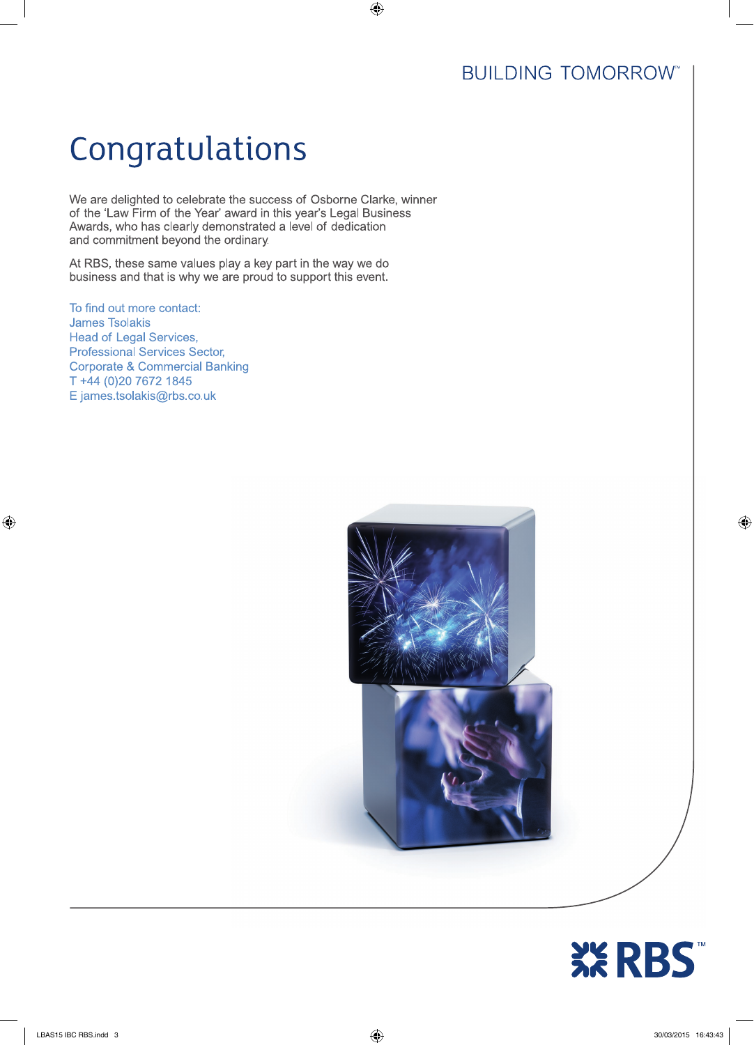BUILDING TOMORROW™

# Congratulations

We are delighted to celebrate the success of Osborne Clarke, winner of the 'Law Firm of the Year' award in this year's Legal Business Awards, who has clearly demonstrated a level of dedication and commitment beyond the ordinary.

At RBS, these same values play a key part in the way we do business and that is why we are proud to support this event.

To find out more contact:
James Tsolakis
Head of Legal Services,
Professional Services Sector,
Corporate & Commercial Banking
T +44 (0)20 7672 1845
E james.tsolakis@rbs.co.uk

RBS™